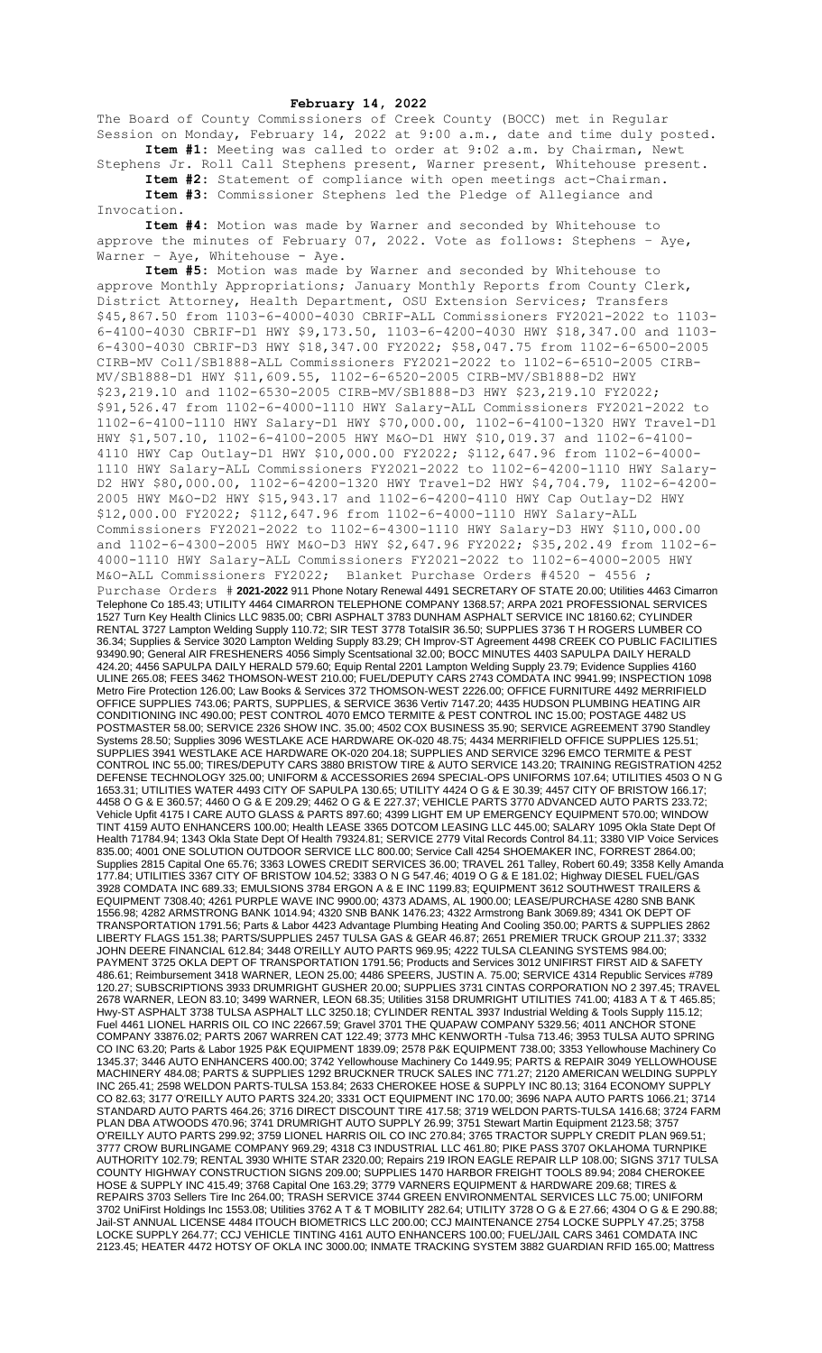**February 14, 2022**

The Board of County Commissioners of Creek County (BOCC) met in Regular Session on Monday, February 14, 2022 at 9:00 a.m., date and time duly posted.

**Item #1:** Meeting was called to order at 9:02 a.m. by Chairman, Newt Stephens Jr. Roll Call Stephens present, Warner present, Whitehouse present.

**Item #2:** Statement of compliance with open meetings act-Chairman.

**Item #3:** Commissioner Stephens led the Pledge of Allegiance and Invocation.

**Item #4:** Motion was made by Warner and seconded by Whitehouse to approve the minutes of February 07, 2022. Vote as follows: Stephens – Aye, Warner – Aye, Whitehouse - Aye.

**Item #5:** Motion was made by Warner and seconded by Whitehouse to approve Monthly Appropriations; January Monthly Reports from County Clerk, District Attorney, Health Department, OSU Extension Services; Transfers $45,867.50 from 1103-6-4000-4030 CBRIF-ALL Commissioners FY2021-2022 to 1103-6-4100-4030 CBRIF-D1 HWY $9,173.50, 1103-6-4200-4030 HWY $18,347.00 and 1103-6-4300-4030 CBRIF-D3 HWY $18,347.00 FY2022; $58,047.75 from 1102-6-6500-2005 CIRB-MV Coll/SB1888-ALL Commissioners FY2021-2022 to 1102-6-6510-2005 CIRB-MV/SB1888-D1 HWY $11,609.55, 1102-6-6520-2005 CIRB-MV/SB1888-D2 HWY $23,219.10 and 1102-6530-2005 CIRB-MV/SB1888-D3 HWY $23,219.10 FY2022; $91,526.47 from 1102-6-4000-1110 HWY Salary-ALL Commissioners FY2021-2022 to 1102-6-4100-1110 HWY Salary-D1 HWY $70,000.00, 1102-6-4100-1320 HWY Travel-D1 HWY $1,507.10, 1102-6-4100-2005 HWY M&O-D1 HWY $10,019.37 and 1102-6-4100-4110 HWY Cap Outlay-D1 HWY $10,000.00 FY2022; $112,647.96 from 1102-6-4000-1110 HWY Salary-ALL Commissioners FY2021-2022 to 1102-6-4200-1110 HWY Salary-D2 HWY $80,000.00, 1102-6-4200-1320 HWY Travel-D2 HWY $4,704.79, 1102-6-4200-2005 HWY M&O-D2 HWY $15,943.17 and 1102-6-4200-4110 HWY Cap Outlay-D2 HWY $12,000.00 FY2022; $112,647.96 from 1102-6-4000-1110 HWY Salary-ALL Commissioners FY2021-2022 to 1102-6-4300-1110 HWY Salary-D3 HWY $110,000.00 and 1102-6-4300-2005 HWY M&O-D3 HWY $2,647.96 FY2022; $35,202.49 from 1102-6-4000-1110 HWY Salary-ALL Commissioners FY2021-2022 to 1102-6-4000-2005 HWY M&O-ALL Commissioners FY2022; Blanket Purchase Orders #4520 - 4556 ; Purchase Orders # **2021-2022** 911 Phone Notary Renewal 4491 SECRETARY OF STATE 20.00; Utilities 4463 Cimarron Telephone Co 185.43; UTILITY 4464 CIMARRON TELEPHONE COMPANY 1368.57; ARPA 2021 PROFESSIONAL SERVICES 1527 Turn Key Health Clinics LLC 9835.00; CBRI ASPHALT 3783 DUNHAM ASPHALT SERVICE INC 18160.62; CYLINDER RENTAL 3727 Lampton Welding Supply 110.72; SIR TEST 3778 TotalSIR 36.50; SUPPLIES 3736 T H ROGERS LUMBER CO 36.34; Supplies & Service 3020 Lampton Welding Supply 83.29; CH Improv-ST Agreement 4498 CREEK CO PUBLIC FACILITIES 93490.90; General AIR FRESHENERS 4056 Simply Scentsational 32.00; BOCC MINUTES 4403 SAPULPA DAILY HERALD 424.20; 4456 SAPULPA DAILY HERALD 579.60; Equip Rental 2201 Lampton Welding Supply 23.79; Evidence Supplies 4160 ULINE 265.08; FEES 3462 THOMSON-WEST 210.00; FUEL/DEPUTY CARS 2743 COMDATA INC 9941.99; INSPECTION 1098 Metro Fire Protection 126.00; Law Books & Services 372 THOMSON-WEST 2226.00; OFFICE FURNITURE 4492 MERRIFIELD OFFICE SUPPLIES 743.06; PARTS, SUPPLIES, & SERVICE 3636 Vertiv 7147.20; 4435 HUDSON PLUMBING HEATING AIR CONDITIONING INC 490.00; PEST CONTROL 4070 EMCO TERMITE & PEST CONTROL INC 15.00; POSTAGE 4482 US POSTMASTER 58.00; SERVICE 2326 SHOW INC. 35.00; 4502 COX BUSINESS 35.90; SERVICE AGREEMENT 3790 Standley Systems 28.50; Supplies 3096 WESTLAKE ACE HARDWARE OK-020 48.75; 4434 MERRIFIELD OFFICE SUPPLIES 125.51; SUPPLIES 3941 WESTLAKE ACE HARDWARE OK-020 204.18; SUPPLIES AND SERVICE 3296 EMCO TERMITE & PEST CONTROL INC 55.00; TIRES/DEPUTY CARS 3880 BRISTOW TIRE & AUTO SERVICE 143.20; TRAINING REGISTRATION 4252 DEFENSE TECHNOLOGY 325.00; UNIFORM & ACCESSORIES 2694 SPECIAL-OPS UNIFORMS 107.64; UTILITIES 4503 O N G 1653.31; UTILITIES WATER 4493 CITY OF SAPULPA 130.65; UTILITY 4424 O G & E 30.39; 4457 CITY OF BRISTOW 166.17; 4458 O G & E 360.57; 4460 O G & E 209.29; 4462 O G & E 227.37; VEHICLE PARTS 3770 ADVANCED AUTO PARTS 233.72; Vehicle Upfit 4175 I CARE AUTO GLASS & PARTS 897.60; 4399 LIGHT EM UP EMERGENCY EQUIPMENT 570.00; WINDOW TINT 4159 AUTO ENHANCERS 100.00; Health LEASE 3365 DOTCOM LEASING LLC 445.00; SALARY 1095 Okla State Dept Of Health 71784.94; 1343 Okla State Dept Of Health 79324.81; SERVICE 2779 Vital Records Control 84.11; 3380 VIP Voice Services 835.00; 4001 ONE SOLUTION OUTDOOR SERVICE LLC 800.00; Service Call 4254 SHOEMAKER INC, FORREST 2864.00; Supplies 2815 Capital One 65.76; 3363 LOWES CREDIT SERVICES 36.00; TRAVEL 261 Talley, Robert 60.49; 3358 Kelly Amanda 177.84; UTILITIES 3367 CITY OF BRISTOW 104.52; 3383 O N G 547.46; 4019 O G & E 181.02; Highway DIESEL FUEL/GAS 3928 COMDATA INC 689.33; EMULSIONS 3784 ERGON A & E INC 1199.83; EQUIPMENT 3612 SOUTHWEST TRAILERS & EQUIPMENT 7308.40; 4261 PURPLE WAVE INC 9900.00; 4373 ADAMS, AL 1900.00; LEASE/PURCHASE 4280 SNB BANK 1556.98; 4282 ARMSTRONG BANK 1014.94; 4320 SNB BANK 1476.23; 4322 Armstrong Bank 3069.89; 4341 OK DEPT OF TRANSPORTATION 1791.56; Parts & Labor 4423 Advantage Plumbing Heating And Cooling 350.00; PARTS & SUPPLIES 2862 LIBERTY FLAGS 151.38; PARTS/SUPPLIES 2457 TULSA GAS & GEAR 46.87; 2651 PREMIER TRUCK GROUP 211.37; 3332 JOHN DEERE FINANCIAL 612.84; 3448 O'REILLY AUTO PARTS 969.95; 4222 TULSA CLEANING SYSTEMS 984.00; PAYMENT 3725 OKLA DEPT OF TRANSPORTATION 1791.56; Products and Services 3012 UNIFIRST FIRST AID & SAFETY 486.61; Reimbursement 3418 WARNER, LEON 25.00; 4486 SPEERS, JUSTIN A. 75.00; SERVICE 4314 Republic Services #789 120.27; SUBSCRIPTIONS 3933 DRUMRIGHT GUSHER 20.00; SUPPLIES 3731 CINTAS CORPORATION NO 2 397.45; TRAVEL 2678 WARNER, LEON 83.10; 3499 WARNER, LEON 68.35; Utilities 3158 DRUMRIGHT UTILITIES 741.00; 4183 A T & T 465.85; Hwy-ST ASPHALT 3738 TULSA ASPHALT LLC 3250.18; CYLINDER RENTAL 3937 Industrial Welding & Tools Supply 115.12; Fuel 4461 LIONEL HARRIS OIL CO INC 22667.59; Gravel 3701 THE QUAPAW COMPANY 5329.56; 4011 ANCHOR STONE COMPANY 33876.02; PARTS 2067 WARREN CAT 122.49; 3773 MHC KENWORTH -Tulsa 713.46; 3953 TULSA AUTO SPRING CO INC 63.20; Parts & Labor 1925 P&K EQUIPMENT 1839.09; 2578 P&K EQUIPMENT 738.00; 3353 Yellowhouse Machinery Co 1345.37; 3446 AUTO ENHANCERS 400.00; 3742 Yellowhouse Machinery Co 1449.95; PARTS & REPAIR 3049 YELLOWHOUSE MACHINERY 484.08; PARTS & SUPPLIES 1292 BRUCKNER TRUCK SALES INC 771.27; 2120 AMERICAN WELDING SUPPLY INC 265.41; 2598 WELDON PARTS-TULSA 153.84; 2633 CHEROKEE HOSE & SUPPLY INC 80.13; 3164 ECONOMY SUPPLY CO 82.63; 3177 O'REILLY AUTO PARTS 324.20; 3331 OCT EQUIPMENT INC 170.00; 3696 NAPA AUTO PARTS 1066.21; 3714 STANDARD AUTO PARTS 464.26; 3716 DIRECT DISCOUNT TIRE 417.58; 3719 WELDON PARTS-TULSA 1416.68; 3724 FARM PLAN DBA ATWOODS 470.96; 3741 DRUMRIGHT AUTO SUPPLY 26.99; 3751 Stewart Martin Equipment 2123.58; 3757 O'REILLY AUTO PARTS 299.92; 3759 LIONEL HARRIS OIL CO INC 270.84; 3765 TRACTOR SUPPLY CREDIT PLAN 969.51; 3777 CROW BURLINGAME COMPANY 969.29; 4318 C3 INDUSTRIAL LLC 461.80; PIKE PASS 3707 OKLAHOMA TURNPIKE AUTHORITY 102.79; RENTAL 3930 WHITE STAR 2320.00; Repairs 219 IRON EAGLE REPAIR LLP 108.00; SIGNS 3717 TULSA COUNTY HIGHWAY CONSTRUCTION SIGNS 209.00; SUPPLIES 1470 HARBOR FREIGHT TOOLS 89.94; 2084 CHEROKEE HOSE & SUPPLY INC 415.49; 3768 Capital One 163.29; 3779 VARNERS EQUIPMENT & HARDWARE 209.68; TIRES & REPAIRS 3703 Sellers Tire Inc 264.00; TRASH SERVICE 3744 GREEN ENVIRONMENTAL SERVICES LLC 75.00; UNIFORM 3702 UniFirst Holdings Inc 1553.08; Utilities 3762 A T & T MOBILITY 282.64; UTILITY 3728 O G & E 27.66; 4304 O G & E 290.88; Jail-ST ANNUAL LICENSE 4484 ITOUCH BIOMETRICS LLC 200.00; CCJ MAINTENANCE 2754 LOCKE SUPPLY 47.25; 3758 LOCKE SUPPLY 264.77; CCJ VEHICLE TINTING 4161 AUTO ENHANCERS 100.00; FUEL/JAIL CARS 3461 COMDATA INC 2123.45; HEATER 4472 HOTSY OF OKLA INC 3000.00; INMATE TRACKING SYSTEM 3882 GUARDIAN RFID 165.00; Mattress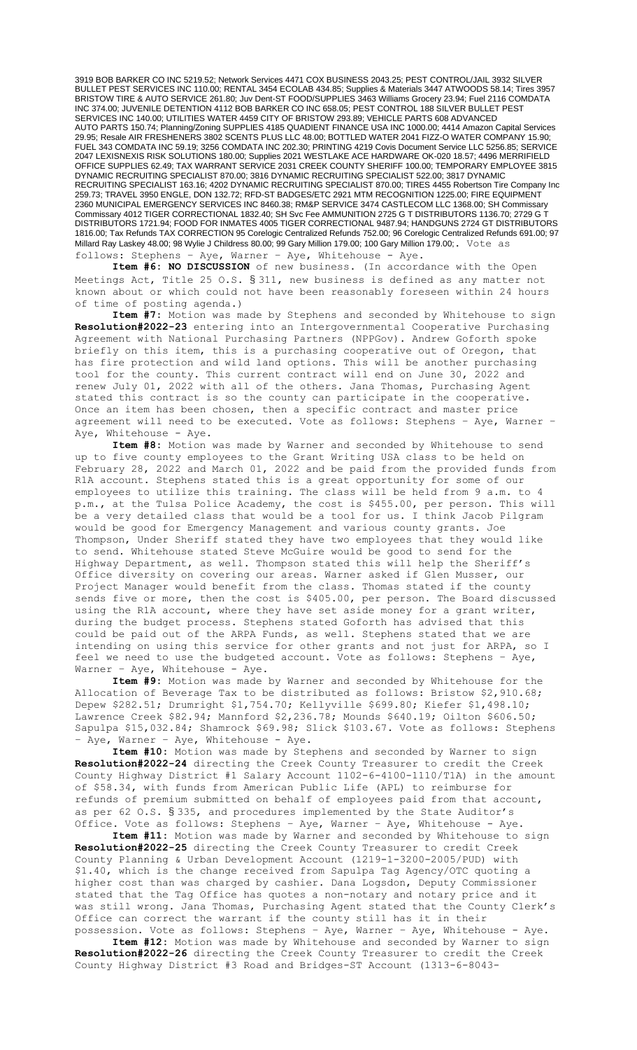3919 BOB BARKER CO INC 5219.52; Network Services 4471 COX BUSINESS 2043.25; PEST CONTROL/JAIL 3932 SILVER BULLET PEST SERVICES INC 110.00; RENTAL 3454 ECOLAB 434.85; Supplies & Materials 3447 ATWOODS 58.14; Tires 3957 BRISTOW TIRE & AUTO SERVICE 261.80; Juv Dent-ST FOOD/SUPPLIES 3463 Williams Grocery 23.94; Fuel 2116 COMDATA INC 374.00; JUVENILE DETENTION 4112 BOB BARKER CO INC 658.05; PEST CONTROL 188 SILVER BULLET PEST SERVICES INC 140.00; UTILITIES WATER 4459 CITY OF BRISTOW 293.89; VEHICLE PARTS 608 ADVANCED AUTO PARTS 150.74; Planning/Zoning SUPPLIES 4185 QUADIENT FINANCE USA INC 1000.00; 4414 Amazon Capital Services 29.95; Resale AIR FRESHENERS 3802 SCENTS PLUS LLC 48.00; BOTTLED WATER 2041 FIZZ-O WATER COMPANY 15.90; FUEL 343 COMDATA INC 59.19; 3256 COMDATA INC 202.30; PRINTING 4219 Covis Document Service LLC 5256.85; SERVICE 2047 LEXISNEXIS RISK SOLUTIONS 180.00; Supplies 2021 WESTLAKE ACE HARDWARE OK-020 18.57; 4496 MERRIFIELD OFFICE SUPPLIES 62.49; TAX WARRANT SERVICE 2031 CREEK COUNTY SHERIFF 100.00; TEMPORARY EMPLOYEE 3815 DYNAMIC RECRUITING SPECIALIST 870.00; 3816 DYNAMIC RECRUITING SPECIALIST 522.00; 3817 DYNAMIC RECRUITING SPECIALIST 163.16; 4202 DYNAMIC RECRUITING SPECIALIST 870.00; TIRES 4455 Robertson Tire Company Inc 259.73; TRAVEL 3950 ENGLE, DON 132.72; RFD-ST BADGES/ETC 2921 MTM RECOGNITION 1225.00; FIRE EQUIPMENT 2360 MUNICIPAL EMERGENCY SERVICES INC 8460.38; RM&P SERVICE 3474 CASTLECOM LLC 1368.00; SH Commissary Commissary 4012 TIGER CORRECTIONAL 1832.40; SH Svc Fee AMMUNITION 2725 G T DISTRIBUTORS 1136.70; 2729 G T DISTRIBUTORS 1721.94; FOOD FOR INMATES 4005 TIGER CORRECTIONAL 9487.94; HANDGUNS 2724 GT DISTRIBUTORS 1816.00; Tax Refunds TAX CORRECTION 95 Corelogic Centralized Refunds 752.00; 96 Corelogic Centralized Refunds 691.00; 97 Millard Ray Laskey 48.00; 98 Wylie J Childress 80.00; 99 Gary Million 179.00; 100 Gary Million 179.00;. Vote as follows: Stephens – Aye, Warner – Aye, Whitehouse - Aye.

**Item #6: NO DISCUSSION** of new business. (In accordance with the Open Meetings Act, Title 25 O.S. § 311, new business is defined as any matter not known about or which could not have been reasonably foreseen within 24 hours of time of posting agenda.)

**Item #7:** Motion was made by Stephens and seconded by Whitehouse to sign **Resolution#2022-23** entering into an Intergovernmental Cooperative Purchasing Agreement with National Purchasing Partners (NPPGov). Andrew Goforth spoke briefly on this item, this is a purchasing cooperative out of Oregon, that has fire protection and wild land options. This will be another purchasing tool for the county. This current contract will end on June 30, 2022 and renew July 01, 2022 with all of the others. Jana Thomas, Purchasing Agent stated this contract is so the county can participate in the cooperative. Once an item has been chosen, then a specific contract and master price agreement will need to be executed. Vote as follows: Stephens – Aye, Warner – Aye, Whitehouse - Aye.

**Item #8:** Motion was made by Warner and seconded by Whitehouse to send up to five county employees to the Grant Writing USA class to be held on February 28, 2022 and March 01, 2022 and be paid from the provided funds from R1A account. Stephens stated this is a great opportunity for some of our employees to utilize this training. The class will be held from 9 a.m. to 4 p.m., at the Tulsa Police Academy, the cost is $455.00, per person. This will be a very detailed class that would be a tool for us. I think Jacob Pilgram would be good for Emergency Management and various county grants. Joe Thompson, Under Sheriff stated they have two employees that they would like to send. Whitehouse stated Steve McGuire would be good to send for the Highway Department, as well. Thompson stated this will help the Sheriff's Office diversity on covering our areas. Warner asked if Glen Musser, our Project Manager would benefit from the class. Thomas stated if the county sends five or more, then the cost is $405.00, per person. The Board discussed using the R1A account, where they have set aside money for a grant writer, during the budget process. Stephens stated Goforth has advised that this could be paid out of the ARPA Funds, as well. Stephens stated that we are intending on using this service for other grants and not just for ARPA, so I feel we need to use the budgeted account. Vote as follows: Stephens – Aye, Warner – Aye, Whitehouse - Aye.

**Item #9:** Motion was made by Warner and seconded by Whitehouse for the Allocation of Beverage Tax to be distributed as follows: Bristow $2,910.68; Depew $282.51; Drumright $1,754.70; Kellyville $699.80; Kiefer $1,498.10; Lawrence Creek $82.94; Mannford $2,236.78; Mounds $640.19; Oilton $606.50; Sapulpa $15,032.84; Shamrock $69.98; Slick $103.67. Vote as follows: Stephens – Aye, Warner – Aye, Whitehouse - Aye.

**Item #10:** Motion was made by Stephens and seconded by Warner to sign **Resolution#2022-24** directing the Creek County Treasurer to credit the Creek County Highway District #1 Salary Account 1102-6-4100-1110/T1A) in the amount of $58.34, with funds from American Public Life (APL) to reimburse for refunds of premium submitted on behalf of employees paid from that account, as per 62 O.S. § 335, and procedures implemented by the State Auditor's Office. Vote as follows: Stephens – Aye, Warner – Aye, Whitehouse - Aye.

**Item #11:** Motion was made by Warner and seconded by Whitehouse to sign **Resolution#2022-25** directing the Creek County Treasurer to credit Creek County Planning & Urban Development Account (1219-1-3200-2005/PUD) with $1.40, which is the change received from Sapulpa Tag Agency/OTC quoting a higher cost than was charged by cashier. Dana Logsdon, Deputy Commissioner stated that the Tag Office has quotes a non-notary and notary price and it was still wrong. Jana Thomas, Purchasing Agent stated that the County Clerk's Office can correct the warrant if the county still has it in their possession. Vote as follows: Stephens – Aye, Warner – Aye, Whitehouse - Aye.

**Item #12:** Motion was made by Whitehouse and seconded by Warner to sign **Resolution#2022-26** directing the Creek County Treasurer to credit the Creek County Highway District #3 Road and Bridges-ST Account (1313-6-8043-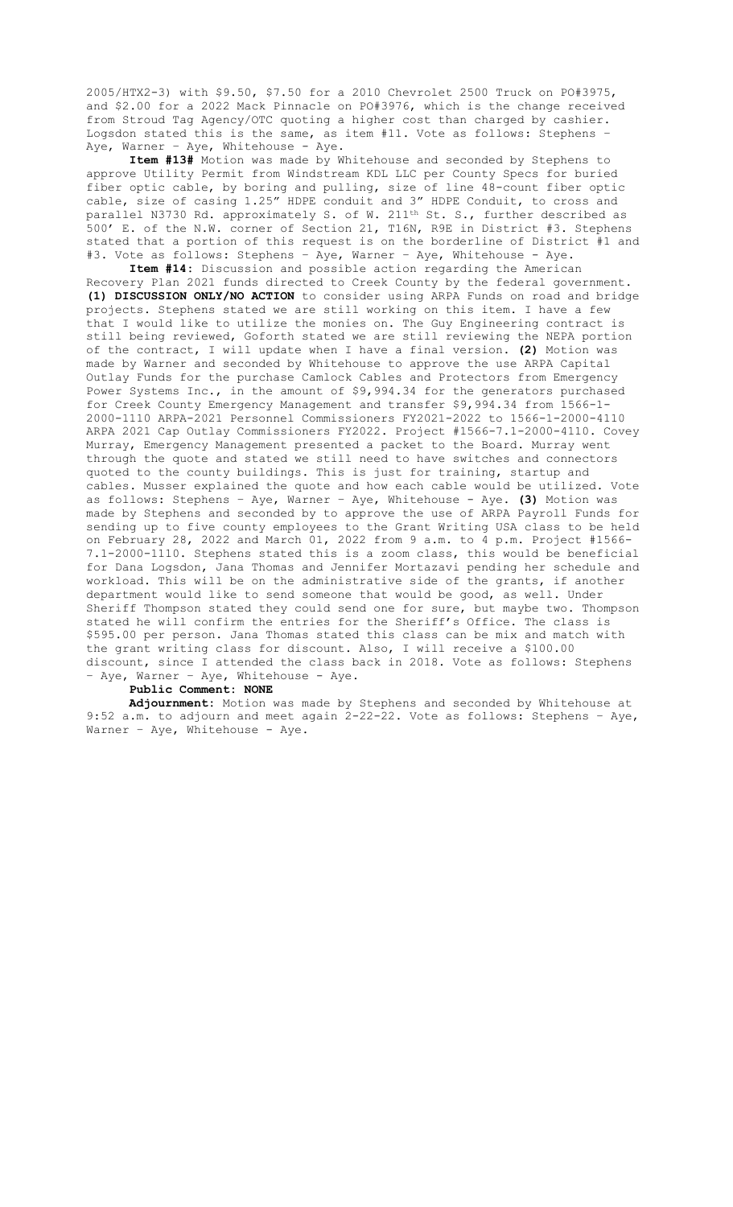2005/HTX2-3) with $9.50, $7.50 for a 2010 Chevrolet 2500 Truck on PO#3975, and $2.00 for a 2022 Mack Pinnacle on PO#3976, which is the change received from Stroud Tag Agency/OTC quoting a higher cost than charged by cashier. Logsdon stated this is the same, as item #11. Vote as follows: Stephens – Aye, Warner – Aye, Whitehouse - Aye.

**Item #13#** Motion was made by Whitehouse and seconded by Stephens to approve Utility Permit from Windstream KDL LLC per County Specs for buried fiber optic cable, by boring and pulling, size of line 48-count fiber optic cable, size of casing 1.25" HDPE conduit and 3" HDPE Conduit, to cross and parallel N3730 Rd. approximately S. of W. 211th St. S., further described as 500' E. of the N.W. corner of Section 21, T16N, R9E in District #3. Stephens stated that a portion of this request is on the borderline of District #1 and #3. Vote as follows: Stephens – Aye, Warner – Aye, Whitehouse - Aye.

**Item #14**: Discussion and possible action regarding the American Recovery Plan 2021 funds directed to Creek County by the federal government. **(1) DISCUSSION ONLY/NO ACTION** to consider using ARPA Funds on road and bridge projects. Stephens stated we are still working on this item. I have a few that I would like to utilize the monies on. The Guy Engineering contract is still being reviewed, Goforth stated we are still reviewing the NEPA portion of the contract, I will update when I have a final version. **(2)** Motion was made by Warner and seconded by Whitehouse to approve the use ARPA Capital Outlay Funds for the purchase Camlock Cables and Protectors from Emergency Power Systems Inc., in the amount of $9,994.34 for the generators purchased for Creek County Emergency Management and transfer $9,994.34 from 1566-1-2000-1110 ARPA-2021 Personnel Commissioners FY2021-2022 to 1566-1-2000-4110 ARPA 2021 Cap Outlay Commissioners FY2022. Project #1566-7.1-2000-4110. Covey Murray, Emergency Management presented a packet to the Board. Murray went through the quote and stated we still need to have switches and connectors quoted to the county buildings. This is just for training, startup and cables. Musser explained the quote and how each cable would be utilized. Vote as follows: Stephens – Aye, Warner – Aye, Whitehouse - Aye. **(3)** Motion was made by Stephens and seconded by to approve the use of ARPA Payroll Funds for sending up to five county employees to the Grant Writing USA class to be held on February 28, 2022 and March 01, 2022 from 9 a.m. to 4 p.m. Project #1566-7.1-2000-1110. Stephens stated this is a zoom class, this would be beneficial for Dana Logsdon, Jana Thomas and Jennifer Mortazavi pending her schedule and workload. This will be on the administrative side of the grants, if another department would like to send someone that would be good, as well. Under Sheriff Thompson stated they could send one for sure, but maybe two. Thompson stated he will confirm the entries for the Sheriff's Office. The class is $595.00 per person. Jana Thomas stated this class can be mix and match with the grant writing class for discount. Also, I will receive a $100.00 discount, since I attended the class back in 2018. Vote as follows: Stephens – Aye, Warner – Aye, Whitehouse - Aye.

**Public Comment: NONE**

**Adjournment:** Motion was made by Stephens and seconded by Whitehouse at 9:52 a.m. to adjourn and meet again 2-22-22. Vote as follows: Stephens – Aye, Warner – Aye, Whitehouse - Aye.